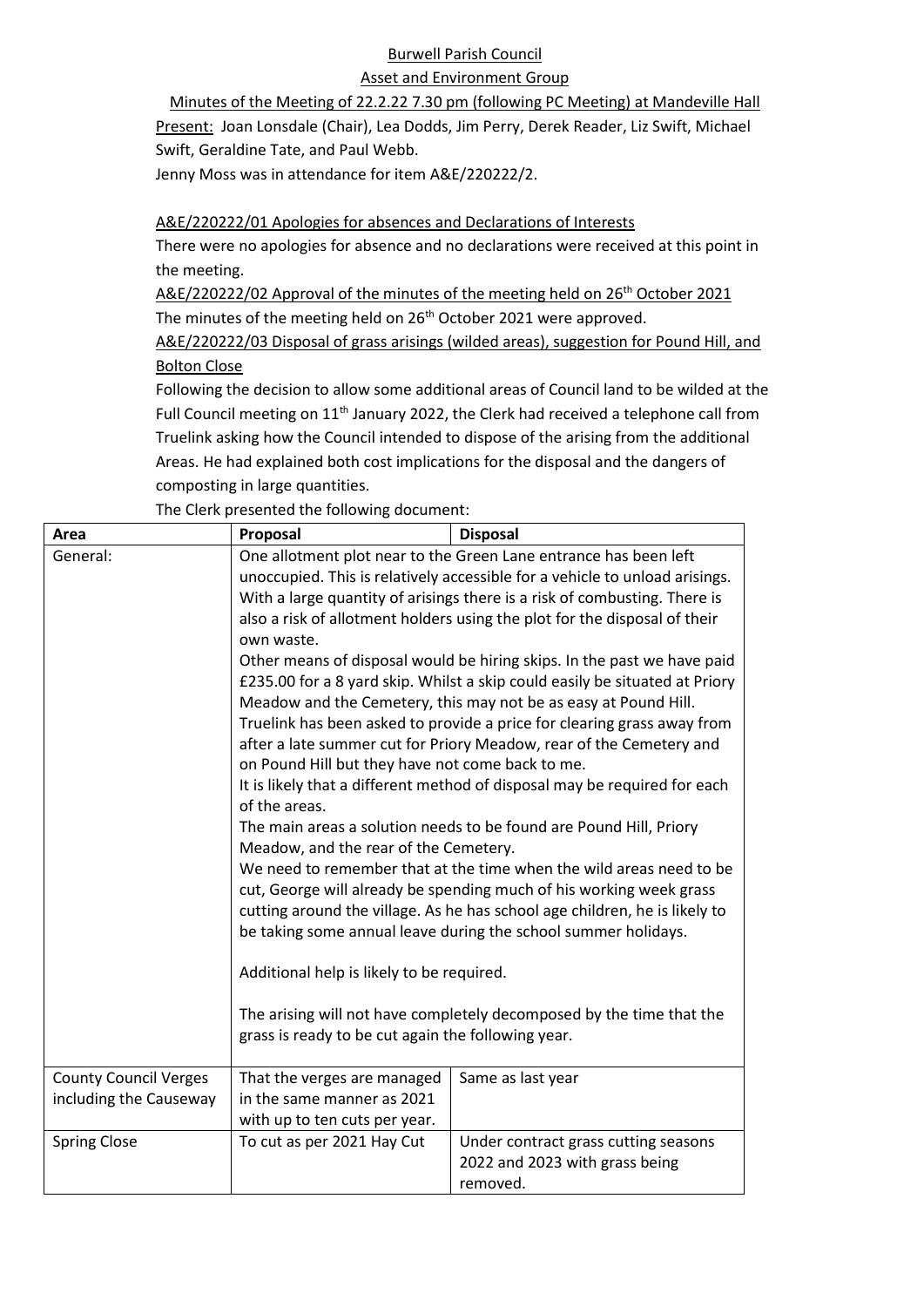Burwell Parish Council

Asset and Environment Group

Minutes of the Meeting of 22.2.22 7.30 pm (following PC Meeting) at Mandeville Hall

Present: Joan Lonsdale (Chair), Lea Dodds, Jim Perry, Derek Reader, Liz Swift, Michael Swift, Geraldine Tate, and Paul Webb.

Jenny Moss was in attendance for item A&E/220222/2.

A&E/220222/01 Apologies for absences and Declarations of Interests

There were no apologies for absence and no declarations were received at this point in the meeting.

A&E/220222/02 Approval of the minutes of the meeting held on 26th October 2021

The minutes of the meeting held on 26th October 2021 were approved.

A&E/220222/03 Disposal of grass arisings (wilded areas), suggestion for Pound Hill, and Bolton Close

Following the decision to allow some additional areas of Council land to be wilded at the Full Council meeting on 11th January 2022, the Clerk had received a telephone call from Truelink asking how the Council intended to dispose of the arising from the additional Areas. He had explained both cost implications for the disposal and the dangers of composting in large quantities.

The Clerk presented the following document:

| Area | Proposal | Disposal |
|---|---|---|
| General: | One allotment plot near to the Green Lane entrance has been left unoccupied. This is relatively accessible for a vehicle to unload arisings. With a large quantity of arisings there is a risk of combusting. There is also a risk of allotment holders using the plot for the disposal of their own waste.<br>Other means of disposal would be hiring skips. In the past we have paid £235.00 for a 8 yard skip. Whilst a skip could easily be situated at Priory Meadow and the Cemetery, this may not be as easy at Pound Hill.<br>Truelink has been asked to provide a price for clearing grass away from after a late summer cut for Priory Meadow, rear of the Cemetery and on Pound Hill but they have not come back to me.<br>It is likely that a different method of disposal may be required for each of the areas.<br>The main areas a solution needs to be found are Pound Hill, Priory Meadow, and the rear of the Cemetery.<br>We need to remember that at the time when the wild areas need to be cut, George will already be spending much of his working week grass cutting around the village. As he has school age children, he is likely to be taking some annual leave during the school summer holidays.<br><br>Additional help is likely to be required.<br><br>The arising will not have completely decomposed by the time that the grass is ready to be cut again the following year. | |
| County Council Verges including the Causeway | That the verges are managed in the same manner as 2021 with up to ten cuts per year. | Same as last year |
| Spring Close | To cut as per 2021 Hay Cut | Under contract grass cutting seasons 2022 and 2023 with grass being removed. |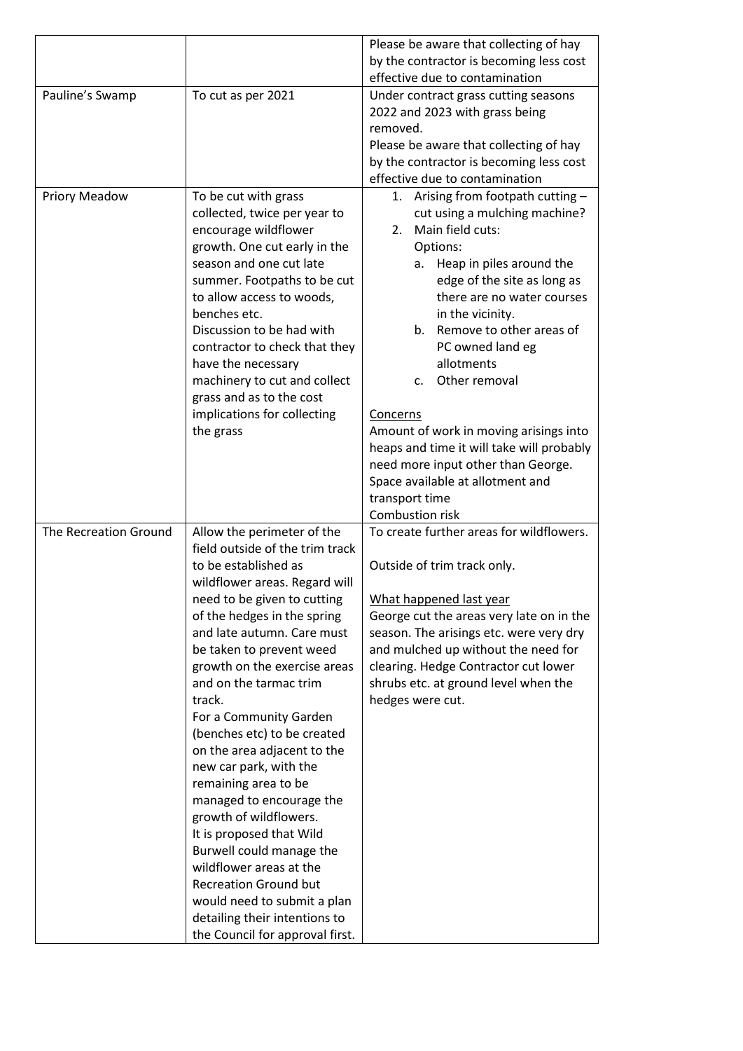| | | |
|---|---|---|
| | | Please be aware that collecting of hay by the contractor is becoming less cost effective due to contamination |
| Pauline's Swamp | To cut as per 2021 | Under contract grass cutting seasons 2022 and 2023 with grass being removed.<br>Please be aware that collecting of hay by the contractor is becoming less cost effective due to contamination |
| Priory Meadow | To be cut with grass collected, twice per year to encourage wildflower growth. One cut early in the season and one cut late summer. Footpaths to be cut to allow access to woods, benches etc.<br>Discussion to be had with contractor to check that they have the necessary machinery to cut and collect grass and as to the cost implications for collecting the grass | 1. Arising from footpath cutting – cut using a mulching machine?<br>2. Main field cuts:<br>Options:<br>a. Heap in piles around the edge of the site as long as there are no water courses in the vicinity.<br>b. Remove to other areas of PC owned land eg allotments<br>c. Other removal<br><br><u>Concerns</u><br>Amount of work in moving arisings into heaps and time it will take will probably need more input other than George.<br>Space available at allotment and transport time<br>Combustion risk |
| The Recreation Ground | Allow the perimeter of the field outside of the trim track to be established as wildflower areas. Regard will need to be given to cutting of the hedges in the spring and late autumn. Care must be taken to prevent weed growth on the exercise areas and on the tarmac trim track.<br>For a Community Garden (benches etc) to be created on the area adjacent to the new car park, with the remaining area to be managed to encourage the growth of wildflowers.<br>It is proposed that Wild Burwell could manage the wildflower areas at the Recreation Ground but would need to submit a plan detailing their intentions to the Council for approval first. | To create further areas for wildflowers.<br><br>Outside of trim track only.<br><br><u>What happened last year</u><br>George cut the areas very late on in the season. The arisings etc. were very dry and mulched up without the need for clearing. Hedge Contractor cut lower shrubs etc. at ground level when the hedges were cut. |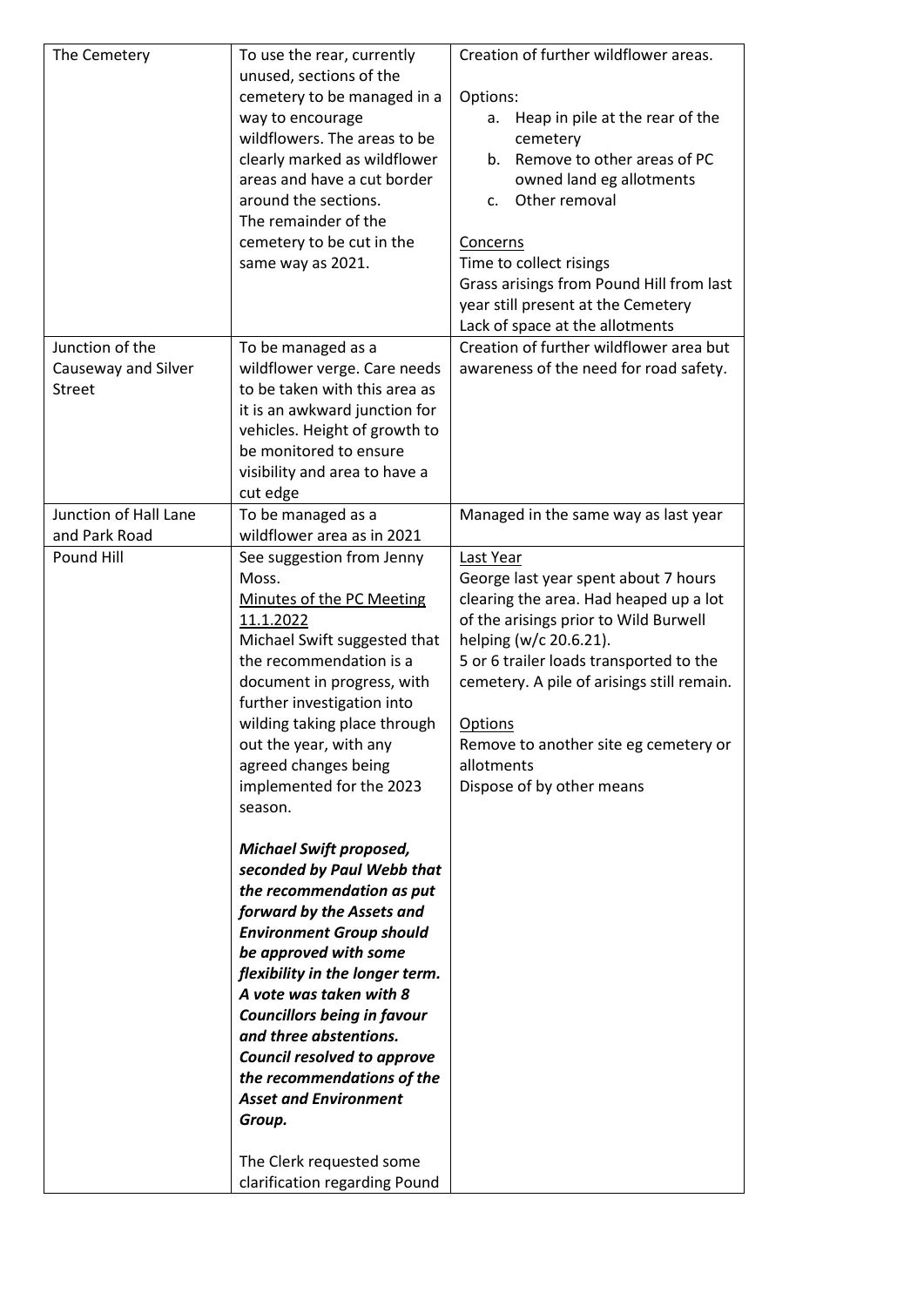| The Cemetery | To use the rear, currently unused, sections of the cemetery to be managed in a way to encourage wildflowers. The areas to be clearly marked as wildflower areas and have a cut border around the sections.<br>The remainder of the cemetery to be cut in the same way as 2021. | Creation of further wildflower areas.<br><br>Options:<br>a. Heap in pile at the rear of the cemetery<br>b. Remove to other areas of PC owned land eg allotments<br>c. Other removal<br><br><u>Concerns</u><br>Time to collect risings<br>Grass arisings from Pound Hill from last year still present at the Cemetery<br>Lack of space at the allotments |
|---|---|---|
| Junction of the Causeway and Silver Street | To be managed as a wildflower verge. Care needs to be taken with this area as it is an awkward junction for vehicles. Height of growth to be monitored to ensure visibility and area to have a cut edge | Creation of further wildflower area but awareness of the need for road safety. |
| Junction of Hall Lane and Park Road | To be managed as a wildflower area as in 2021 | Managed in the same way as last year |
| Pound Hill | See suggestion from Jenny Moss.<br><u>Minutes of the PC Meeting 11.1.2022</u><br>Michael Swift suggested that the recommendation is a document in progress, with further investigation into wilding taking place through out the year, with any agreed changes being implemented for the 2023 season.<br><br>***Michael Swift proposed, seconded by Paul Webb that the recommendation as put forward by the Assets and Environment Group should be approved with some flexibility in the longer term. A vote was taken with 8 Councillors being in favour and three abstentions. Council resolved to approve the recommendations of the Asset and Environment Group.***<br><br>The Clerk requested some clarification regarding Pound | <u>Last Year</u><br>George last year spent about 7 hours clearing the area. Had heaped up a lot of the arisings prior to Wild Burwell helping (w/c 20.6.21).<br>5 or 6 trailer loads transported to the cemetery. A pile of arisings still remain.<br><br><u>Options</u><br>Remove to another site eg cemetery or allotments<br>Dispose of by other means |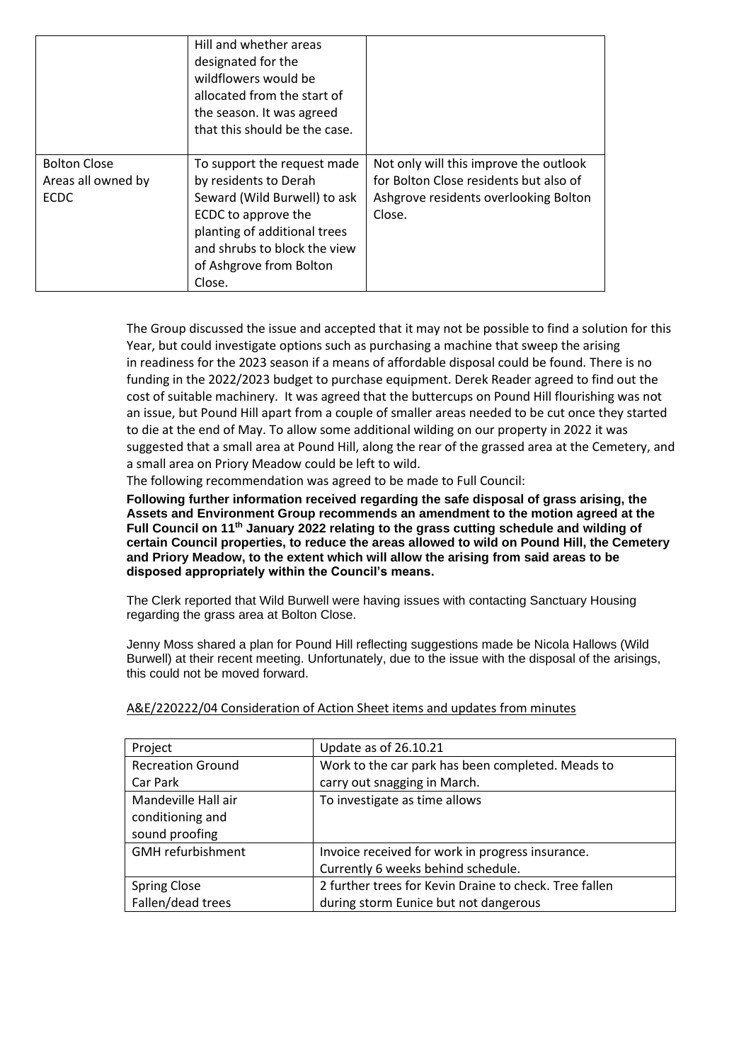| | | |
|---|---|---|
| | Hill and whether areas designated for the wildflowers would be allocated from the start of the season. It was agreed that this should be the case. | |
| Bolton Close Areas all owned by ECDC | To support the request made by residents to Derah Seward (Wild Burwell) to ask ECDC to approve the planting of additional trees and shrubs to block the view of Ashgrove from Bolton Close. | Not only will this improve the outlook for Bolton Close residents but also of Ashgrove residents overlooking Bolton Close. |

The Group discussed the issue and accepted that it may not be possible to find a solution for this Year, but could investigate options such as purchasing a machine that sweep the arising in readiness for the 2023 season if a means of affordable disposal could be found. There is no funding in the 2022/2023 budget to purchase equipment. Derek Reader agreed to find out the cost of suitable machinery. It was agreed that the buttercups on Pound Hill flourishing was not an issue, but Pound Hill apart from a couple of smaller areas needed to be cut once they started to die at the end of May. To allow some additional wilding on our property in 2022 it was suggested that a small area at Pound Hill, along the rear of the grassed area at the Cemetery, and a small area on Priory Meadow could be left to wild.

The following recommendation was agreed to be made to Full Council:

**Following further information received regarding the safe disposal of grass arising, the Assets and Environment Group recommends an amendment to the motion agreed at the Full Council on 11th January 2022 relating to the grass cutting schedule and wilding of certain Council properties, to reduce the areas allowed to wild on Pound Hill, the Cemetery and Priory Meadow, to the extent which will allow the arising from said areas to be disposed appropriately within the Council's means.**

The Clerk reported that Wild Burwell were having issues with contacting Sanctuary Housing regarding the grass area at Bolton Close.

Jenny Moss shared a plan for Pound Hill reflecting suggestions made be Nicola Hallows (Wild Burwell) at their recent meeting. Unfortunately, due to the issue with the disposal of the arisings, this could not be moved forward.

A&E/220222/04 Consideration of Action Sheet items and updates from minutes

| Project | Update as of 26.10.21 |
|---|---|
| Recreation Ground Car Park | Work to the car park has been completed. Meads to carry out snagging in March. |
| Mandeville Hall air conditioning and sound proofing | To investigate as time allows |
| GMH refurbishment | Invoice received for work in progress insurance. Currently 6 weeks behind schedule. |
| Spring Close Fallen/dead trees | 2 further trees for Kevin Draine to check. Tree fallen during storm Eunice but not dangerous |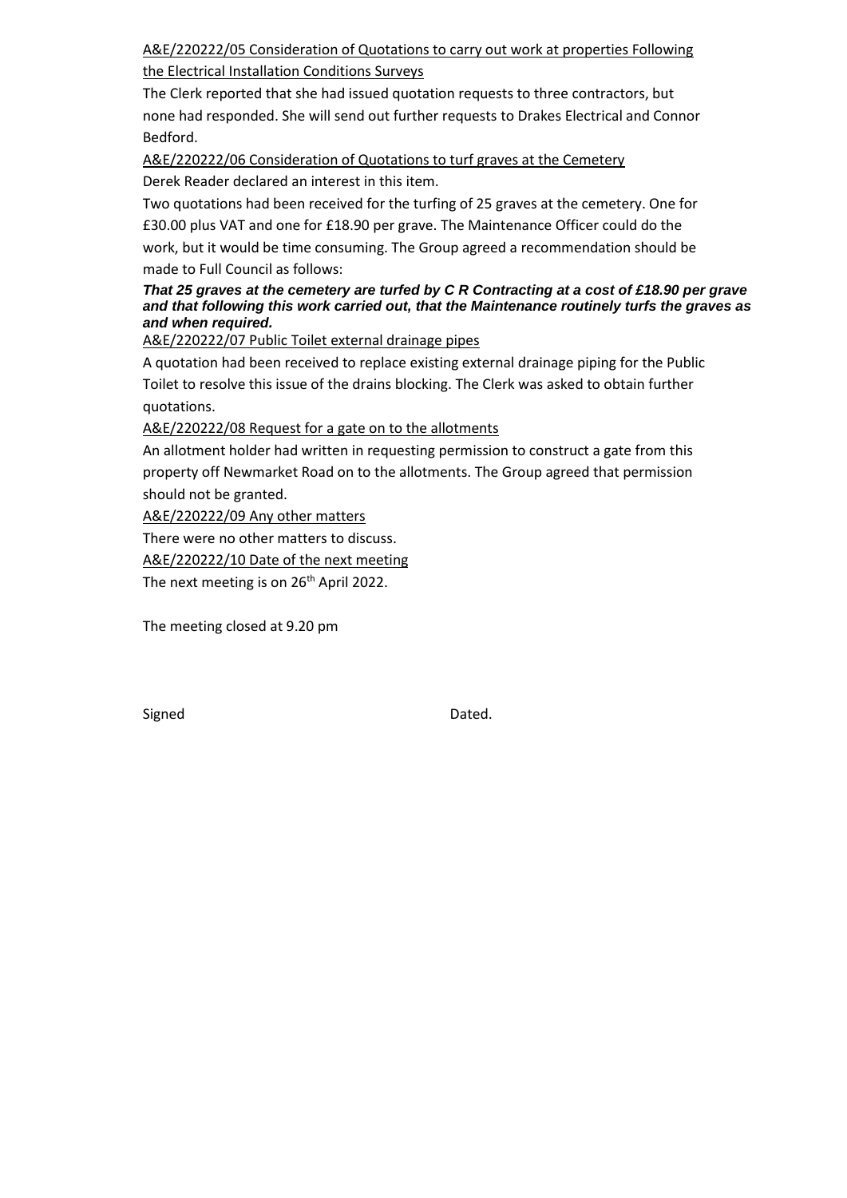A&E/220222/05 Consideration of Quotations to carry out work at properties Following the Electrical Installation Conditions Surveys

The Clerk reported that she had issued quotation requests to three contractors, but none had responded. She will send out further requests to Drakes Electrical and Connor Bedford.

A&E/220222/06 Consideration of Quotations to turf graves at the Cemetery

Derek Reader declared an interest in this item.

Two quotations had been received for the turfing of 25 graves at the cemetery. One for £30.00 plus VAT and one for £18.90 per grave. The Maintenance Officer could do the work, but it would be time consuming. The Group agreed a recommendation should be made to Full Council as follows:

***That 25 graves at the cemetery are turfed by C R Contracting at a cost of £18.90 per grave and that following this work carried out, that the Maintenance routinely turfs the graves as and when required.***

A&E/220222/07 Public Toilet external drainage pipes

A quotation had been received to replace existing external drainage piping for the Public Toilet to resolve this issue of the drains blocking. The Clerk was asked to obtain further quotations.

A&E/220222/08 Request for a gate on to the allotments

An allotment holder had written in requesting permission to construct a gate from this property off Newmarket Road on to the allotments. The Group agreed that permission should not be granted.

A&E/220222/09 Any other matters

There were no other matters to discuss.

A&E/220222/10 Date of the next meeting

The next meeting is on 26th April 2022.

The meeting closed at 9.20 pm

Signed                                                        Dated.